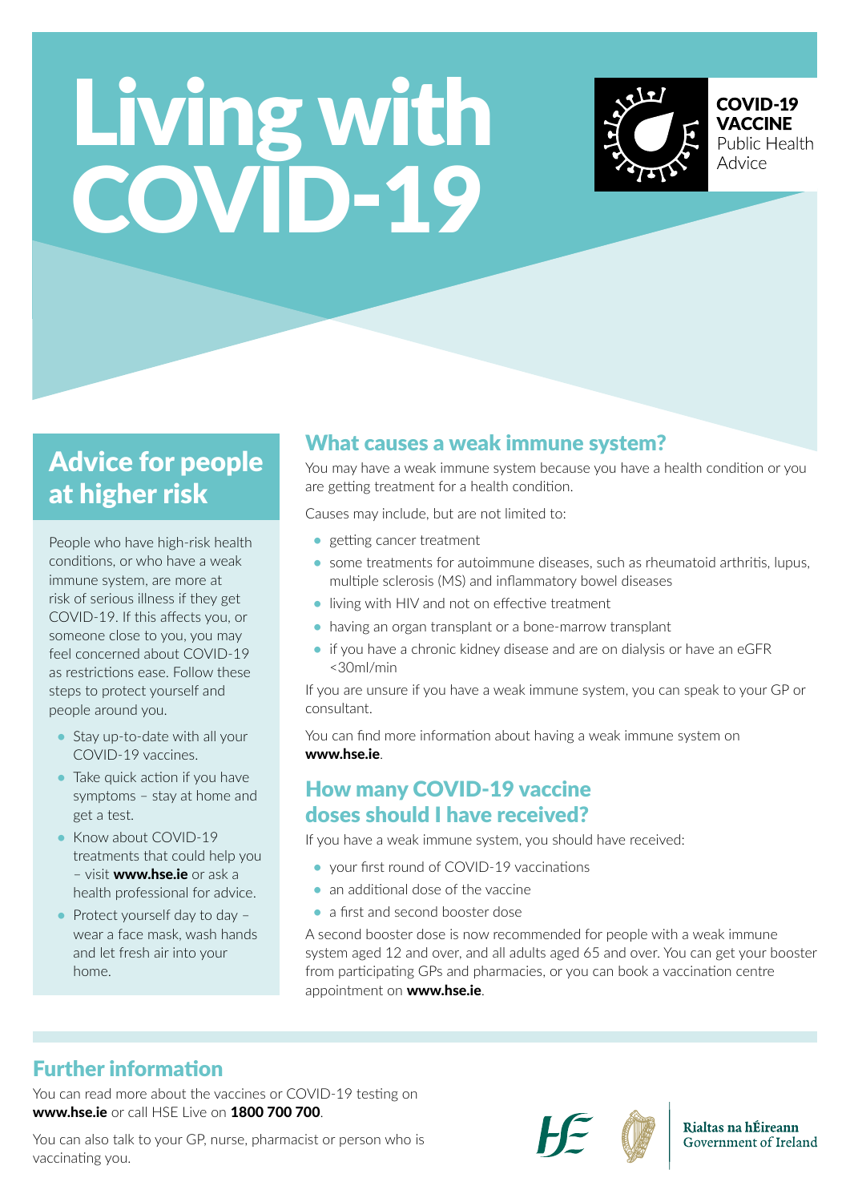# Living with COVID-19

**COVID-19 VACCINE**
Public Health Advice

## Advice for people at higher risk

People who have high-risk health conditions, or who have a weak immune system, are more at risk of serious illness if they get COVID-19. If this affects you, or someone close to you, you may feel concerned about COVID-19 as restrictions ease. Follow these steps to protect yourself and people around you.

- Stay up-to-date with all your COVID-19 vaccines.
- Take quick action if you have symptoms – stay at home and get a test.
- Know about COVID-19 treatments that could help you – visit **www.hse.ie** or ask a health professional for advice.
- Protect yourself day to day – wear a face mask, wash hands and let fresh air into your home.

## What causes a weak immune system?

You may have a weak immune system because you have a health condition or you are getting treatment for a health condition.

Causes may include, but are not limited to:

- getting cancer treatment
- some treatments for autoimmune diseases, such as rheumatoid arthritis, lupus, multiple sclerosis (MS) and inflammatory bowel diseases
- living with HIV and not on effective treatment
- having an organ transplant or a bone-marrow transplant
- if you have a chronic kidney disease and are on dialysis or have an eGFR <30ml/min

If you are unsure if you have a weak immune system, you can speak to your GP or consultant.

You can find more information about having a weak immune system on **www.hse.ie**.

## How many COVID-19 vaccine doses should I have received?

If you have a weak immune system, you should have received:

- your first round of COVID-19 vaccinations
- an additional dose of the vaccine
- a first and second booster dose

A second booster dose is now recommended for people with a weak immune system aged 12 and over, and all adults aged 65 and over. You can get your booster from participating GPs and pharmacies, or you can book a vaccination centre appointment on **www.hse.ie**.

## Further information

You can read more about the vaccines or COVID-19 testing on **www.hse.ie** or call HSE Live on **1800 700 700**.

You can also talk to your GP, nurse, pharmacist or person who is vaccinating you.

Rialtas na hÉireann
Government of Ireland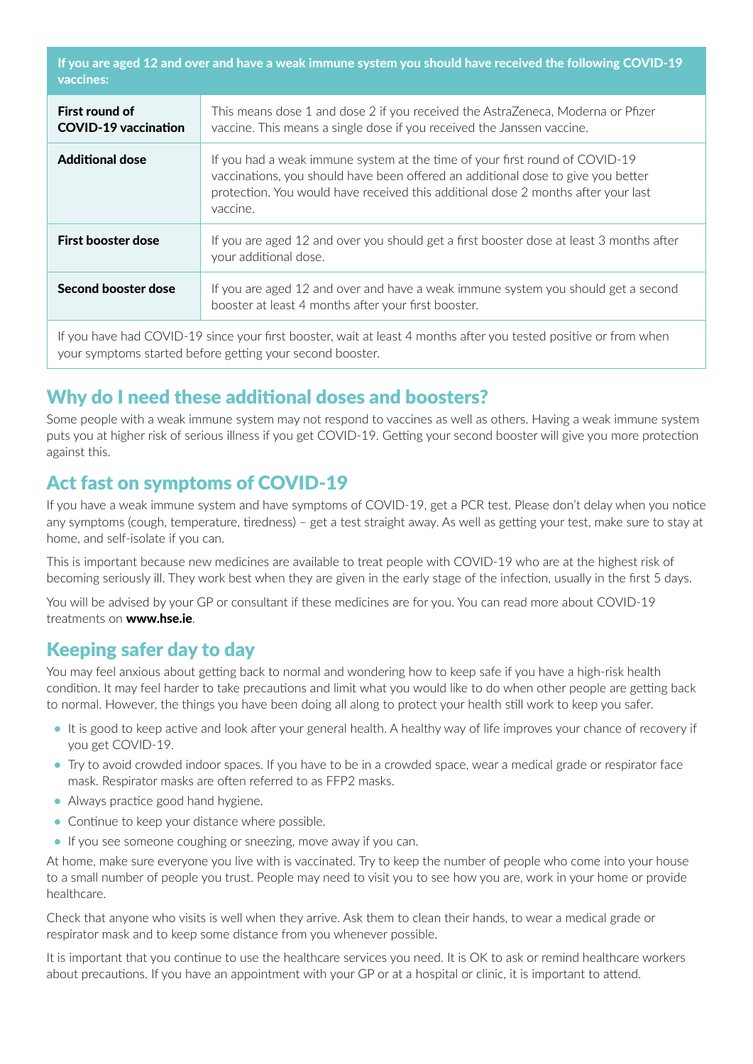| If you are aged 12 and over and have a weak immune system you should have received the following COVID-19 vaccines: | |
|---|---|
| **First round of COVID-19 vaccination** | This means dose 1 and dose 2 if you received the AstraZeneca, Moderna or Pfizer vaccine. This means a single dose if you received the Janssen vaccine. |
| **Additional dose** | If you had a weak immune system at the time of your first round of COVID-19 vaccinations, you should have been offered an additional dose to give you better protection. You would have received this additional dose 2 months after your last vaccine. |
| **First booster dose** | If you are aged 12 and over you should get a first booster dose at least 3 months after your additional dose. |
| **Second booster dose** | If you are aged 12 and over and have a weak immune system you should get a second booster at least 4 months after your first booster. |
| If you have had COVID-19 since your first booster, wait at least 4 months after you tested positive or from when your symptoms started before getting your second booster. | |

## Why do I need these additional doses and boosters?

Some people with a weak immune system may not respond to vaccines as well as others. Having a weak immune system puts you at higher risk of serious illness if you get COVID-19. Getting your second booster will give you more protection against this.

## Act fast on symptoms of COVID-19

If you have a weak immune system and have symptoms of COVID-19, get a PCR test. Please don't delay when you notice any symptoms (cough, temperature, tiredness) – get a test straight away. As well as getting your test, make sure to stay at home, and self-isolate if you can.

This is important because new medicines are available to treat people with COVID-19 who are at the highest risk of becoming seriously ill. They work best when they are given in the early stage of the infection, usually in the first 5 days.

You will be advised by your GP or consultant if these medicines are for you. You can read more about COVID-19 treatments on **www.hse.ie**.

## Keeping safer day to day

You may feel anxious about getting back to normal and wondering how to keep safe if you have a high-risk health condition. It may feel harder to take precautions and limit what you would like to do when other people are getting back to normal. However, the things you have been doing all along to protect your health still work to keep you safer.

- It is good to keep active and look after your general health. A healthy way of life improves your chance of recovery if you get COVID-19.
- Try to avoid crowded indoor spaces. If you have to be in a crowded space, wear a medical grade or respirator face mask. Respirator masks are often referred to as FFP2 masks.
- Always practice good hand hygiene.
- Continue to keep your distance where possible.
- If you see someone coughing or sneezing, move away if you can.

At home, make sure everyone you live with is vaccinated. Try to keep the number of people who come into your house to a small number of people you trust. People may need to visit you to see how you are, work in your home or provide healthcare.

Check that anyone who visits is well when they arrive. Ask them to clean their hands, to wear a medical grade or respirator mask and to keep some distance from you whenever possible.

It is important that you continue to use the healthcare services you need. It is OK to ask or remind healthcare workers about precautions. If you have an appointment with your GP or at a hospital or clinic, it is important to attend.